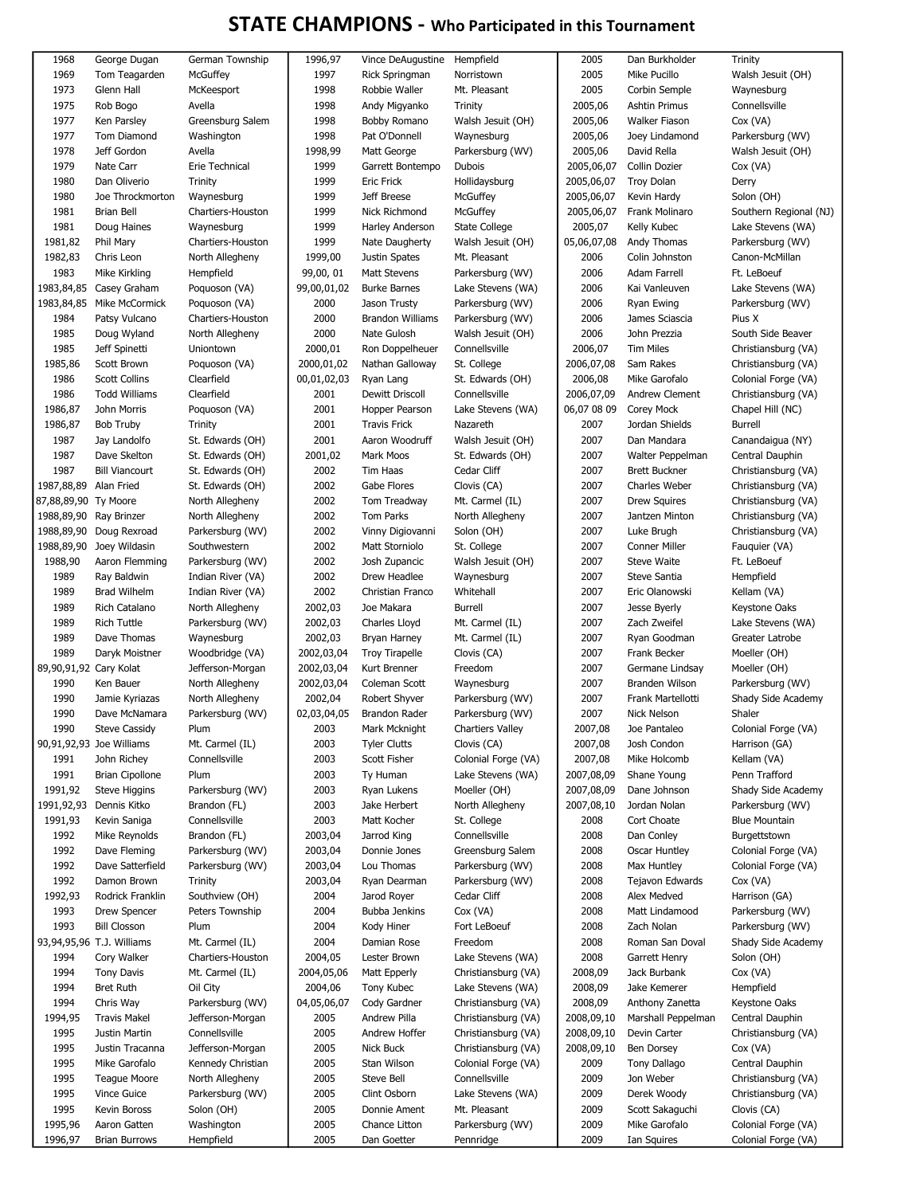# STATE CHAMPIONS - Who Participated in this Tournament

| Year | Name | School |
|---|---|---|
| 1968 | George Dugan | German Township |
| 1969 | Tom Teagarden | McGuffey |
| 1973 | Glenn Hall | McKeesport |
| 1975 | Rob Bogo | Avella |
| 1977 | Ken Parsley | Greensburg Salem |
| 1977 | Tom Diamond | Washington |
| 1978 | Jeff Gordon | Avella |
| 1979 | Nate Carr | Erie Technical |
| 1980 | Dan Oliverio | Trinity |
| 1980 | Joe Throckmorton | Waynesburg |
| 1981 | Brian Bell | Chartiers-Houston |
| 1981 | Doug Haines | Waynesburg |
| 1981,82 | Phil Mary | Chartiers-Houston |
| 1982,83 | Chris Leon | North Allegheny |
| 1983 | Mike Kirkling | Hempfield |
| 1983,84,85 | Casey Graham | Poquoson (VA) |
| 1983,84,85 | Mike McCormick | Poquoson (VA) |
| 1984 | Patsy Vulcano | Chartiers-Houston |
| 1985 | Doug Wyland | North Allegheny |
| 1985 | Jeff Spinetti | Uniontown |
| 1985,86 | Scott Brown | Poquoson (VA) |
| 1986 | Scott Collins | Clearfield |
| 1986 | Todd Williams | Clearfield |
| 1986,87 | John Morris | Poquoson (VA) |
| 1986,87 | Bob Truby | Trinity |
| 1987 | Jay Landolfo | St. Edwards (OH) |
| 1987 | Dave Skelton | St. Edwards (OH) |
| 1987 | Bill Viancourt | St. Edwards (OH) |
| 1987,88,89 | Alan Fried | St. Edwards (OH) |
| 87,88,89,90 | Ty Moore | North Allegheny |
| 1988,89,90 | Ray Brinzer | North Allegheny |
| 1988,89,90 | Doug Rexroad | Parkersburg (WV) |
| 1988,89,90 | Joey Wildasin | Southwestern |
| 1988,90 | Aaron Flemming | Parkersburg (WV) |
| 1989 | Ray Baldwin | Indian River (VA) |
| 1989 | Brad Wilhelm | Indian River (VA) |
| 1989 | Rich Catalano | North Allegheny |
| 1989 | Rich Tuttle | Parkersburg (WV) |
| 1989 | Dave Thomas | Waynesburg |
| 1989 | Daryk Moistner | Woodbridge (VA) |
| 89,90,91,92 | Cary Kolat | Jefferson-Morgan |
| 1990 | Ken Bauer | North Allegheny |
| 1990 | Jamie Kyriazas | North Allegheny |
| 1990 | Dave McNamara | Parkersburg (WV) |
| 1990 | Steve Cassidy | Plum |
| 90,91,92,93 | Joe Williams | Mt. Carmel (IL) |
| 1991 | John Richey | Connellsville |
| 1991 | Brian Cipollone | Plum |
| 1991,92 | Steve Higgins | Parkersburg (WV) |
| 1991,92,93 | Dennis Kitko | Brandon (FL) |
| 1991,93 | Kevin Saniga | Connellsville |
| 1992 | Mike Reynolds | Brandon (FL) |
| 1992 | Dave Fleming | Parkersburg (WV) |
| 1992 | Dave Satterfield | Parkersburg (WV) |
| 1992 | Damon Brown | Trinity |
| 1992,93 | Rodrick Franklin | Southview (OH) |
| 1993 | Drew Spencer | Peters Township |
| 1993 | Bill Closson | Plum |
| 93,94,95,96 | T.J. Williams | Mt. Carmel (IL) |
| 1994 | Cory Walker | Chartiers-Houston |
| 1994 | Tony Davis | Mt. Carmel (IL) |
| 1994 | Bret Ruth | Oil City |
| 1994 | Chris Way | Parkersburg (WV) |
| 1994,95 | Travis Makel | Jefferson-Morgan |
| 1995 | Justin Martin | Connellsville |
| 1995 | Justin Tracanna | Jefferson-Morgan |
| 1995 | Mike Garofalo | Kennedy Christian |
| 1995 | Teague Moore | North Allegheny |
| 1995 | Vince Guice | Parkersburg (WV) |
| 1995 | Kevin Boross | Solon (OH) |
| 1995,96 | Aaron Gatten | Washington |
| 1996,97 | Brian Burrows | Hempfield |
| 1996,97 | Vince DeAugustine | Hempfield |
| 1997 | Rick Springman | Norristown |
| 1998 | Robbie Waller | Mt. Pleasant |
| 1998 | Andy Migyanko | Trinity |
| 1998 | Bobby Romano | Walsh Jesuit (OH) |
| 1998 | Pat O'Donnell | Waynesburg |
| 1998,99 | Matt George | Parkersburg (WV) |
| 1999 | Garrett Bontempo | Dubois |
| 1999 | Eric Frick | Hollidaysburg |
| 1999 | Jeff Breese | McGuffey |
| 1999 | Nick Richmond | McGuffey |
| 1999 | Harley Anderson | State College |
| 1999 | Nate Daugherty | Walsh Jesuit (OH) |
| 1999,00 | Justin Spates | Mt. Pleasant |
| 99,00, 01 | Matt Stevens | Parkersburg (WV) |
| 99,00,01,02 | Burke Barnes | Lake Stevens (WA) |
| 2000 | Jason Trusty | Parkersburg (WV) |
| 2000 | Brandon Williams | Parkersburg (WV) |
| 2000 | Nate Gulosh | Walsh Jesuit (OH) |
| 2000,01 | Ron Doppelheuer | Connellsville |
| 2000,01,02 | Nathan Galloway | St. College |
| 00,01,02,03 | Ryan Lang | St. Edwards (OH) |
| 2001 | Dewitt Driscoll | Connellsville |
| 2001 | Hopper Pearson | Lake Stevens (WA) |
| 2001 | Travis Frick | Nazareth |
| 2001 | Aaron Woodruff | Walsh Jesuit (OH) |
| 2001,02 | Mark Moos | St. Edwards (OH) |
| 2002 | Tim Haas | Cedar Cliff |
| 2002 | Gabe Flores | Clovis (CA) |
| 2002 | Tom Treadway | Mt. Carmel (IL) |
| 2002 | Tom Parks | North Allegheny |
| 2002 | Vinny Digiovanni | Solon (OH) |
| 2002 | Matt Storniolo | St. College |
| 2002 | Josh Zupancic | Walsh Jesuit (OH) |
| 2002 | Drew Headlee | Waynesburg |
| 2002 | Christian Franco | Whitehall |
| 2002,03 | Joe Makara | Burrell |
| 2002,03 | Charles Lloyd | Mt. Carmel (IL) |
| 2002,03 | Bryan Harney | Mt. Carmel (IL) |
| 2002,03,04 | Troy Tirapelle | Clovis (CA) |
| 2002,03,04 | Kurt Brenner | Freedom |
| 2002,03,04 | Coleman Scott | Waynesburg |
| 2002,04 | Robert Shyver | Parkersburg (WV) |
| 02,03,04,05 | Brandon Rader | Parkersburg (WV) |
| 2003 | Mark Mcknight | Chartiers Valley |
| 2003 | Tyler Clutts | Clovis (CA) |
| 2003 | Scott Fisher | Colonial Forge (VA) |
| 2003 | Ty Human | Lake Stevens (WA) |
| 2003 | Ryan Lukens | Moeller (OH) |
| 2003 | Jake Herbert | North Allegheny |
| 2003 | Matt Kocher | St. College |
| 2003,04 | Jarrod King | Connellsville |
| 2003,04 | Donnie Jones | Greensburg Salem |
| 2003,04 | Lou Thomas | Parkersburg (WV) |
| 2003,04 | Ryan Dearman | Parkersburg (WV) |
| 2004 | Jarod Royer | Cedar Cliff |
| 2004 | Bubba Jenkins | Cox (VA) |
| 2004 | Kody Hiner | Fort LeBoeuf |
| 2004 | Damian Rose | Freedom |
| 2004,05 | Lester Brown | Lake Stevens (WA) |
| 2004,05,06 | Matt Epperly | Christiansburg (VA) |
| 2004,06 | Tony Kubec | Lake Stevens (WA) |
| 04,05,06,07 | Cody Gardner | Christiansburg (VA) |
| 2005 | Andrew Pilla | Christiansburg (VA) |
| 2005 | Andrew Hoffer | Christiansburg (VA) |
| 2005 | Nick Buck | Christiansburg (VA) |
| 2005 | Stan Wilson | Colonial Forge (VA) |
| 2005 | Steve Bell | Connellsville |
| 2005 | Clint Osborn | Lake Stevens (WA) |
| 2005 | Donnie Ament | Mt. Pleasant |
| 2005 | Chance Litton | Parkersburg (WV) |
| 2005 | Dan Goetter | Pennridge |
| 2005 | Dan Burkholder | Trinity |
| 2005 | Mike Pucillo | Walsh Jesuit (OH) |
| 2005 | Corbin Semple | Waynesburg |
| 2005,06 | Ashtin Primus | Connellsville |
| 2005,06 | Walker Fiason | Cox (VA) |
| 2005,06 | Joey Lindamond | Parkersburg (WV) |
| 2005,06 | David Rella | Walsh Jesuit (OH) |
| 2005,06,07 | Collin Dozier | Cox (VA) |
| 2005,06,07 | Troy Dolan | Derry |
| 2005,06,07 | Kevin Hardy | Solon (OH) |
| 2005,06,07 | Frank Molinaro | Southern Regional (NJ) |
| 2005,07 | Kelly Kubec | Lake Stevens (WA) |
| 05,06,07,08 | Andy Thomas | Parkersburg (WV) |
| 2006 | Colin Johnston | Canon-McMillan |
| 2006 | Adam Farrell | Ft. LeBoeuf |
| 2006 | Kai Vanleuven | Lake Stevens (WA) |
| 2006 | Ryan Ewing | Parkersburg (WV) |
| 2006 | James Sciascia | Pius X |
| 2006 | John Prezzia | South Side Beaver |
| 2006,07 | Tim Miles | Christiansburg (VA) |
| 2006,07 | Sam Rakes | Christiansburg (VA) |
| 2006,08 | Mike Garofalo | Colonial Forge (VA) |
| 2006,07,09 | Andrew Clement | Christiansburg (VA) |
| 06,07 08 09 | Corey Mock | Chapel Hill (NC) |
| 2007 | Jordan Shields | Burrell |
| 2007 | Dan Mandara | Canandaigua (NY) |
| 2007 | Walter Peppelman | Central Dauphin |
| 2007 | Brett Buckner | Christiansburg (VA) |
| 2007 | Charles Weber | Christiansburg (VA) |
| 2007 | Drew Squires | Christiansburg (VA) |
| 2007 | Jantzen Minton | Christiansburg (VA) |
| 2007 | Luke Brugh | Christiansburg (VA) |
| 2007 | Conner Miller | Fauquier (VA) |
| 2007 | Steve Waite | Ft. LeBoeuf |
| 2007 | Steve Santia | Hempfield |
| 2007 | Eric Olanowski | Kellam (VA) |
| 2007 | Jesse Byerly | Keystone Oaks |
| 2007 | Zach Zweifel | Lake Stevens (WA) |
| 2007 | Ryan Goodman | Greater Latrobe |
| 2007 | Frank Becker | Moeller (OH) |
| 2007 | Germane Lindsay | Moeller (OH) |
| 2007 | Branden Wilson | Parkersburg (WV) |
| 2007 | Frank Martellotti | Shady Side Academy |
| 2007 | Nick Nelson | Shaler |
| 2007,08 | Joe Pantaleo | Colonial Forge (VA) |
| 2007,08 | Josh Condon | Harrison (GA) |
| 2007,08 | Mike Holcomb | Kellam (VA) |
| 2007,08,09 | Shane Young | Penn Trafford |
| 2007,08,09 | Dane Johnson | Shady Side Academy |
| 2007,08,10 | Jordan Nolan | Parkersburg (WV) |
| 2008 | Cort Choate | Blue Mountain |
| 2008 | Dan Conley | Burgettstown |
| 2008 | Oscar Huntley | Colonial Forge (VA) |
| 2008 | Max Huntley | Colonial Forge (VA) |
| 2008 | Tejavon Edwards | Cox (VA) |
| 2008 | Alex Medved | Harrison (GA) |
| 2008 | Matt Lindamood | Parkersburg (WV) |
| 2008 | Zach Nolan | Parkersburg (WV) |
| 2008 | Roman San Doval | Shady Side Academy |
| 2008 | Garrett Henry | Solon (OH) |
| 2008,09 | Jack Burbank | Cox (VA) |
| 2008,09 | Jake Kemerer | Hempfield |
| 2008,09 | Anthony Zanetta | Keystone Oaks |
| 2008,09,10 | Marshall Peppelman | Central Dauphin |
| 2008,09,10 | Devin Carter | Christiansburg (VA) |
| 2008,09,10 | Ben Dorsey | Cox (VA) |
| 2009 | Tony Dallago | Central Dauphin |
| 2009 | Jon Weber | Christiansburg (VA) |
| 2009 | Derek Woody | Christiansburg (VA) |
| 2009 | Scott Sakaguchi | Clovis (CA) |
| 2009 | Mike Garofalo | Colonial Forge (VA) |
| 2009 | Ian Squires | Colonial Forge (VA) |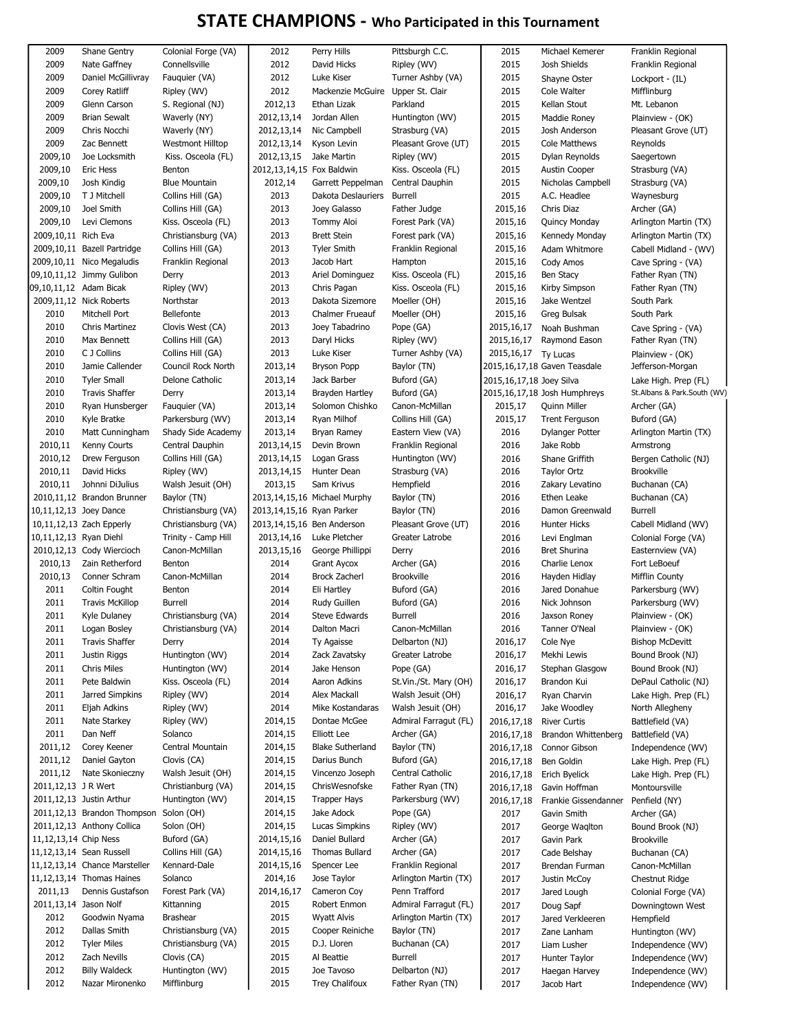# STATE CHAMPIONS - Who Participated in this Tournament

| Year | Name | School |
|---|---|---|
| 2009 | Shane Gentry | Colonial Forge (VA) |
| 2009 | Nate Gaffney | Connellsville |
| 2009 | Daniel McGillivray | Fauquier (VA) |
| 2009 | Corey Ratliff | Ripley (WV) |
| 2009 | Glenn Carson | S. Regional (NJ) |
| 2009 | Brian Sewalt | Waverly (NY) |
| 2009 | Chris Nocchi | Waverly (NY) |
| 2009 | Zac Bennett | Westmont Hilltop |
| 2009,10 | Joe Locksmith | Kiss. Osceola (FL) |
| 2009,10 | Eric Hess | Benton |
| 2009,10 | Josh Kindig | Blue Mountain |
| 2009,10 | T J Mitchell | Collins Hill (GA) |
| 2009,10 | Joel Smith | Collins Hill (GA) |
| 2009,10 | Levi Clemons | Kiss. Osceola (FL) |
| 2009,10,11 | Rich Eva | Christiansburg (VA) |
| 2009,10,11 | Bazell Partridge | Collins Hill (GA) |
| 2009,10,11 | Nico Megaludis | Franklin Regional |
| 09,10,11,12 | Jimmy Gulibon | Derry |
| 09,10,11,12 | Adam Bicak | Ripley (WV) |
| 2009,11,12 | Nick Roberts | Northstar |
| 2010 | Mitchell Port | Bellefonte |
| 2010 | Chris Martinez | Clovis West (CA) |
| 2010 | Max Bennett | Collins Hill (GA) |
| 2010 | C J Collins | Collins Hill (GA) |
| 2010 | Jamie Callender | Council Rock North |
| 2010 | Tyler Small | Delone Catholic |
| 2010 | Travis Shaffer | Derry |
| 2010 | Ryan Hunsberger | Fauquier (VA) |
| 2010 | Kyle Bratke | Parkersburg (WV) |
| 2010 | Matt Cunningham | Shady Side Academy |
| 2010,11 | Kenny Courts | Central Dauphin |
| 2010,12 | Drew Ferguson | Collins Hill (GA) |
| 2010,11 | David Hicks | Ripley (WV) |
| 2010,11 | Johnni DiJulius | Walsh Jesuit (OH) |
| 2010,11,12 | Brandon Brunner | Baylor (TN) |
| 10,11,12,13 | Joey Dance | Christiansburg (VA) |
| 10,11,12,13 | Zach Epperly | Christiansburg (VA) |
| 10,11,12,13 | Ryan Diehl | Trinity - Camp Hill |
| 2010,12,13 | Cody Wiercioch | Canon-McMillan |
| 2010,13 | Zain Retherford | Benton |
| 2010,13 | Conner Schram | Canon-McMillan |
| 2011 | Coltin Fought | Benton |
| 2011 | Travis McKillop | Burrell |
| 2011 | Kyle Dulaney | Christiansburg (VA) |
| 2011 | Logan Bosley | Christiansburg (VA) |
| 2011 | Travis Shaffer | Derry |
| 2011 | Justin Riggs | Huntington (WV) |
| 2011 | Chris Miles | Huntington (WV) |
| 2011 | Pete Baldwin | Kiss. Osceola (FL) |
| 2011 | Jarred Simpkins | Ripley (WV) |
| 2011 | Eljah Adkins | Ripley (WV) |
| 2011 | Nate Starkey | Ripley (WV) |
| 2011 | Dan Neff | Solanco |
| 2011,12 | Corey Keener | Central Mountain |
| 2011,12 | Daniel Gayton | Clovis (CA) |
| 2011,12 | Nate Skonieczny | Walsh Jesuit (OH) |
| 2011,12,13 | J R Wert | Christianburg (VA) |
| 2011,12,13 | Justin Arthur | Huntington (WV) |
| 2011,12,13 | Brandon Thompson | Solon (OH) |
| 2011,12,13 | Anthony Collica | Solon (OH) |
| 11,12,13,14 | Chip Ness | Buford (GA) |
| 11,12,13,14 | Sean Russell | Collins Hill (GA) |
| 11,12,13,14 | Chance Marsteller | Kennard-Dale |
| 11,12,13,14 | Thomas Haines | Solanco |
| 2011,13 | Dennis Gustafson | Forest Park (VA) |
| 2011,13,14 | Jason Nolf | Kittanning |
| 2012 | Goodwin Nyama | Brashear |
| 2012 | Dallas Smith | Christiansburg (VA) |
| 2012 | Tyler Miles | Christiansburg (VA) |
| 2012 | Zach Nevills | Clovis (CA) |
| 2012 | Billy Waldeck | Huntington (WV) |
| 2012 | Nazar Mironenko | Mifflinburg |
| 2012 | Perry Hills | Pittsburgh C.C. |
| 2012 | David Hicks | Ripley (WV) |
| 2012 | Luke Kiser | Turner Ashby (VA) |
| 2012 | Mackenzie McGuire | Upper St. Clair |
| 2012,13 | Ethan Lizak | Parkland |
| 2012,13,14 | Jordan Allen | Huntington (WV) |
| 2012,13,14 | Nic Campbell | Strasburg (VA) |
| 2012,13,14 | Kyson Levin | Pleasant Grove (UT) |
| 2012,13,15 | Jake Martin | Ripley (WV) |
| 2012,13,14,15 | Fox Baldwin | Kiss. Osceola (FL) |
| 2012,14 | Garrett Peppelman | Central Dauphin |
| 2013 | Dakota Deslauriers | Burrell |
| 2013 | Joey Galasso | Father Judge |
| 2013 | Tommy Aloi | Forest Park (VA) |
| 2013 | Brett Stein | Forest park (VA) |
| 2013 | Tyler Smith | Franklin Regional |
| 2013 | Jacob Hart | Hampton |
| 2013 | Ariel Dominguez | Kiss. Osceola (FL) |
| 2013 | Chris Pagan | Kiss. Osceola (FL) |
| 2013 | Dakota Sizemore | Moeller (OH) |
| 2013 | Chalmer Frueauf | Moeller (OH) |
| 2013 | Joey Tabadrino | Pope (GA) |
| 2013 | Daryl Hicks | Ripley (WV) |
| 2013 | Luke Kiser | Turner Ashby (VA) |
| 2013,14 | Bryson Popp | Baylor (TN) |
| 2013,14 | Jack Barber | Buford (GA) |
| 2013,14 | Brayden Hartley | Buford (GA) |
| 2013,14 | Solomon Chishko | Canon-McMillan |
| 2013,14 | Ryan Milhof | Collins Hill (GA) |
| 2013,14 | Bryan Ramey | Eastern View (VA) |
| 2013,14,15 | Devin Brown | Franklin Regional |
| 2013,14,15 | Logan Grass | Huntington (WV) |
| 2013,14,15 | Hunter Dean | Strasburg (VA) |
| 2013,15 | Sam Krivus | Hempfield |
| 2013,14,15,16 | Michael Murphy | Baylor (TN) |
| 2013,14,15,16 | Ryan Parker | Baylor (TN) |
| 2013,14,15,16 | Ben Anderson | Pleasant Grove (UT) |
| 2013,14,16 | Luke Pletcher | Greater Latrobe |
| 2013,15,16 | George Phillippi | Derry |
| 2014 | Grant Aycox | Archer (GA) |
| 2014 | Brock Zacherl | Brookville |
| 2014 | Eli Hartley | Buford (GA) |
| 2014 | Rudy Guillen | Buford (GA) |
| 2014 | Steve Edwards | Burrell |
| 2014 | Dalton Macri | Canon-McMillan |
| 2014 | Ty Agaisse | Delbarton (NJ) |
| 2014 | Zack Zavatsky | Greater Latrobe |
| 2014 | Jake Henson | Pope (GA) |
| 2014 | Aaron Adkins | St.Vin./St. Mary (OH) |
| 2014 | Alex Mackall | Walsh Jesuit (OH) |
| 2014 | Mike Kostandaras | Walsh Jesuit (OH) |
| 2014,15 | Dontae McGee | Admiral Farragut (FL) |
| 2014,15 | Elliott Lee | Archer (GA) |
| 2014,15 | Blake Sutherland | Baylor (TN) |
| 2014,15 | Darius Bunch | Buford (GA) |
| 2014,15 | Vincenzo Joseph | Central Catholic |
| 2014,15 | ChrisWesnofske | Father Ryan (TN) |
| 2014,15 | Trapper Hays | Parkersburg (WV) |
| 2014,15 | Jake Adock | Pope (GA) |
| 2014,15 | Lucas Simpkins | Ripley (WV) |
| 2014,15,16 | Daniel Bullard | Archer (GA) |
| 2014,15,16 | Thomas Bullard | Archer (GA) |
| 2014,15,16 | Spencer Lee | Franklin Regional |
| 2014,16 | Jose Taylor | Arlington Martin (TX) |
| 2014,16,17 | Cameron Coy | Penn Trafford |
| 2015 | Robert Enmon | Admiral Farragut (FL) |
| 2015 | Wyatt Alvis | Arlington Martin (TX) |
| 2015 | Cooper Reiniche | Baylor (TN) |
| 2015 | D.J. Lloren | Buchanan (CA) |
| 2015 | Al Beattie | Burrell |
| 2015 | Joe Tavoso | Delbarton (NJ) |
| 2015 | Trey Chalifoux | Father Ryan (TN) |
| 2015 | Michael Kemerer | Franklin Regional |
| 2015 | Josh Shields | Franklin Regional |
| 2015 | Shayne Oster | Lockport - (IL) |
| 2015 | Cole Walter | Mifflinburg |
| 2015 | Kellan Stout | Mt. Lebanon |
| 2015 | Maddie Roney | Plainview - (OK) |
| 2015 | Josh Anderson | Pleasant Grove (UT) |
| 2015 | Cole Matthews | Reynolds |
| 2015 | Dylan Reynolds | Saegertown |
| 2015 | Austin Cooper | Strasburg (VA) |
| 2015 | Nicholas Campbell | Strasburg (VA) |
| 2015 | A.C. Headlee | Waynesburg |
| 2015,16 | Chris Diaz | Archer (GA) |
| 2015,16 | Quincy Monday | Arlington Martin (TX) |
| 2015,16 | Kennedy Monday | Arlington Martin (TX) |
| 2015,16 | Adam Whitmore | Cabell Midland - (WV) |
| 2015,16 | Cody Amos | Cave Spring - (VA) |
| 2015,16 | Ben Stacy | Father Ryan (TN) |
| 2015,16 | Kirby Simpson | Father Ryan (TN) |
| 2015,16 | Jake Wentzel | South Park |
| 2015,16 | Greg Bulsak | South Park |
| 2015,16,17 | Noah Bushman | Cave Spring - (VA) |
| 2015,16,17 | Raymond Eason | Father Ryan (TN) |
| 2015,16,17 | Ty Lucas | Plainview - (OK) |
| 2015,16,17,18 | Gaven Teasdale | Jefferson-Morgan |
| 2015,16,17,18 | Joey Silva | Lake High. Prep (FL) |
| 2015,16,17,18 | Josh Humphreys | St.Albans & Park.South (WV) |
| 2015,17 | Quinn Miller | Archer (GA) |
| 2015,17 | Trent Ferguson | Buford (GA) |
| 2016 | Dylanger Potter | Arlington Martin (TX) |
| 2016 | Jake Robb | Armstrong |
| 2016 | Shane Griffith | Bergen Catholic (NJ) |
| 2016 | Taylor Ortz | Brookville |
| 2016 | Zakary Levatino | Buchanan (CA) |
| 2016 | Ethen Leake | Buchanan (CA) |
| 2016 | Damon Greenwald | Burrell |
| 2016 | Hunter Hicks | Cabell Midland (WV) |
| 2016 | Levi Englman | Colonial Forge (VA) |
| 2016 | Bret Shurina | Easternview (VA) |
| 2016 | Charlie Lenox | Fort LeBoeuf |
| 2016 | Hayden Hidlay | Mifflin County |
| 2016 | Jared Donahue | Parkersburg (WV) |
| 2016 | Nick Johnson | Parkersburg (WV) |
| 2016 | Jaxson Roney | Plainview - (OK) |
| 2016 | Tanner O'Neal | Plainview - (OK) |
| 2016,17 | Cole Nye | Bishop McDevitt |
| 2016,17 | Mekhi Lewis | Bound Brook (NJ) |
| 2016,17 | Stephan Glasgow | Bound Brook (NJ) |
| 2016,17 | Brandon Kui | DePaul Catholic (NJ) |
| 2016,17 | Ryan Charvin | Lake High. Prep (FL) |
| 2016,17 | Jake Woodley | North Allegheny |
| 2016,17,18 | River Curtis | Battlefield (VA) |
| 2016,17,18 | Brandon Whittenberg | Battlefield (VA) |
| 2016,17,18 | Connor Gibson | Independence (WV) |
| 2016,17,18 | Ben Goldin | Lake High. Prep (FL) |
| 2016,17,18 | Erich Byelick | Lake High. Prep (FL) |
| 2016,17,18 | Gavin Hoffman | Montoursville |
| 2016,17,18 | Frankie Gissendanner | Penfield (NY) |
| 2017 | Gavin Smith | Archer (GA) |
| 2017 | George Waqlton | Bound Brook (NJ) |
| 2017 | Gavin Park | Brookville |
| 2017 | Cade Belshay | Buchanan (CA) |
| 2017 | Brendan Furman | Canon-McMillan |
| 2017 | Justin McCoy | Chestnut Ridge |
| 2017 | Jared Lough | Colonial Forge (VA) |
| 2017 | Doug Sapf | Downingtown West |
| 2017 | Jared Verkleeren | Hempfield |
| 2017 | Zane Lanham | Huntington (WV) |
| 2017 | Liam Lusher | Independence (WV) |
| 2017 | Hunter Taylor | Independence (WV) |
| 2017 | Haegan Harvey | Independence (WV) |
| 2017 | Jacob Hart | Independence (WV) |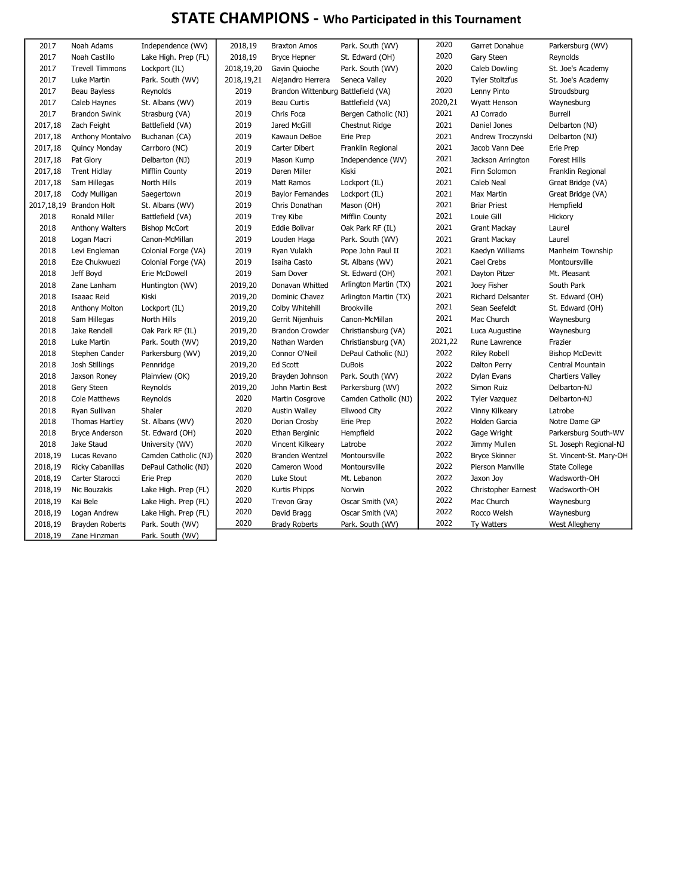## **STATE CHAMPIONS -** Who Participated in this Tournament

| | | | | | | | | |
|---|---|---|---|---|---|---|---|---|
| 2017 | Noah Adams | Independence (WV) | 2018,19 | Braxton Amos | Park. South (WV) | 2020 | Garret Donahue | Parkersburg (WV) |
| 2017 | Noah Castillo | Lake High. Prep (FL) | 2018,19 | Bryce Hepner | St. Edward (OH) | 2020 | Gary Steen | Reynolds |
| 2017 | Trevell Timmons | Lockport (IL) | 2018,19,20 | Gavin Quioche | Park. South (WV) | 2020 | Caleb Dowling | St. Joe's Academy |
| 2017 | Luke Martin | Park. South (WV) | 2018,19,21 | Alejandro Herrera | Seneca Valley | 2020 | Tyler Stoltzfus | St. Joe's Academy |
| 2017 | Beau Bayless | Reynolds | 2019 | Brandon Wittenburg | Battlefield (VA) | 2020 | Lenny Pinto | Stroudsburg |
| 2017 | Caleb Haynes | St. Albans (WV) | 2019 | Beau Curtis | Battlefield (VA) | 2020,21 | Wyatt Henson | Waynesburg |
| 2017 | Brandon Swink | Strasburg (VA) | 2019 | Chris Foca | Bergen Catholic (NJ) | 2021 | AJ Corrado | Burrell |
| 2017,18 | Zach Feight | Battlefield (VA) | 2019 | Jared McGill | Chestnut Ridge | 2021 | Daniel Jones | Delbarton (NJ) |
| 2017,18 | Anthony Montalvo | Buchanan (CA) | 2019 | Kawaun DeBoe | Erie Prep | 2021 | Andrew Troczynski | Delbarton (NJ) |
| 2017,18 | Quincy Monday | Carrboro (NC) | 2019 | Carter Dibert | Franklin Regional | 2021 | Jacob Vann Dee | Erie Prep |
| 2017,18 | Pat Glory | Delbarton (NJ) | 2019 | Mason Kump | Independence (WV) | 2021 | Jackson Arrington | Forest Hills |
| 2017,18 | Trent Hidlay | Mifflin County | 2019 | Daren Miller | Kiski | 2021 | Finn Solomon | Franklin Regional |
| 2017,18 | Sam Hillegas | North Hills | 2019 | Matt Ramos | Lockport (IL) | 2021 | Caleb Neal | Great Bridge (VA) |
| 2017,18 | Cody Mulligan | Saegertown | 2019 | Baylor Fernandes | Lockport (IL) | 2021 | Max Martin | Great Bridge (VA) |
| 2017,18,19 | Brandon Holt | St. Albans (WV) | 2019 | Chris Donathan | Mason (OH) | 2021 | Briar Priest | Hempfield |
| 2018 | Ronald Miller | Battlefield (VA) | 2019 | Trey Kibe | Mifflin County | 2021 | Louie Gill | Hickory |
| 2018 | Anthony Walters | Bishop McCort | 2019 | Eddie Bolivar | Oak Park RF (IL) | 2021 | Grant Mackay | Laurel |
| 2018 | Logan Macri | Canon-McMillan | 2019 | Louden Haga | Park. South (WV) | 2021 | Grant Mackay | Laurel |
| 2018 | Levi Engleman | Colonial Forge (VA) | 2019 | Ryan Vulakh | Pope John Paul II | 2021 | Kaedyn Williams | Manheim Township |
| 2018 | Eze Chukwuezi | Colonial Forge (VA) | 2019 | Isaiha Casto | St. Albans (WV) | 2021 | Cael Crebs | Montoursville |
| 2018 | Jeff Boyd | Erie McDowell | 2019 | Sam Dover | St. Edward (OH) | 2021 | Dayton Pitzer | Mt. Pleasant |
| 2018 | Zane Lanham | Huntington (WV) | 2019,20 | Donavan Whitted | Arlington Martin (TX) | 2021 | Joey Fisher | South Park |
| 2018 | Isaaac Reid | Kiski | 2019,20 | Dominic Chavez | Arlington Martin (TX) | 2021 | Richard Delsanter | St. Edward (OH) |
| 2018 | Anthony Molton | Lockport (IL) | 2019,20 | Colby Whitehill | Brookville | 2021 | Sean Seefeldt | St. Edward (OH) |
| 2018 | Sam Hillegas | North Hills | 2019,20 | Gerrit Nijenhuis | Canon-McMillan | 2021 | Mac Church | Waynesburg |
| 2018 | Jake Rendell | Oak Park RF (IL) | 2019,20 | Brandon Crowder | Christiansburg (VA) | 2021 | Luca Augustine | Waynesburg |
| 2018 | Luke Martin | Park. South (WV) | 2019,20 | Nathan Warden | Christiansburg (VA) | 2021,22 | Rune Lawrence | Frazier |
| 2018 | Stephen Cander | Parkersburg (WV) | 2019,20 | Connor O'Neil | DePaul Catholic (NJ) | 2022 | Riley Robell | Bishop McDevitt |
| 2018 | Josh Stillings | Pennridge | 2019,20 | Ed Scott | DuBois | 2022 | Dalton Perry | Central Mountain |
| 2018 | Jaxson Roney | Plainview (OK) | 2019,20 | Brayden Johnson | Park. South (WV) | 2022 | Dylan Evans | Chartiers Valley |
| 2018 | Gery Steen | Reynolds | 2019,20 | John Martin Best | Parkersburg (WV) | 2022 | Simon Ruiz | Delbarton-NJ |
| 2018 | Cole Matthews | Reynolds | 2020 | Martin Cosgrove | Camden Catholic (NJ) | 2022 | Tyler Vazquez | Delbarton-NJ |
| 2018 | Ryan Sullivan | Shaler | 2020 | Austin Walley | Ellwood City | 2022 | Vinny Kilkeary | Latrobe |
| 2018 | Thomas Hartley | St. Albans (WV) | 2020 | Dorian Crosby | Erie Prep | 2022 | Holden Garcia | Notre Dame GP |
| 2018 | Bryce Anderson | St. Edward (OH) | 2020 | Ethan Berginic | Hempfield | 2022 | Gage Wright | Parkersburg South-WV |
| 2018 | Jake Staud | University (WV) | 2020 | Vincent Kilkeary | Latrobe | 2022 | Jimmy Mullen | St. Joseph Regional-NJ |
| 2018,19 | Lucas Revano | Camden Catholic (NJ) | 2020 | Branden Wentzel | Montoursville | 2022 | Bryce Skinner | St. Vincent-St. Mary-OH |
| 2018,19 | Ricky Cabanillas | DePaul Catholic (NJ) | 2020 | Cameron Wood | Montoursville | 2022 | Pierson Manville | State College |
| 2018,19 | Carter Starocci | Erie Prep | 2020 | Luke Stout | Mt. Lebanon | 2022 | Jaxon Joy | Wadsworth-OH |
| 2018,19 | Nic Bouzakis | Lake High. Prep (FL) | 2020 | Kurtis Phipps | Norwin | 2022 | Christopher Earnest | Wadsworth-OH |
| 2018,19 | Kai Bele | Lake High. Prep (FL) | 2020 | Trevon Gray | Oscar Smith (VA) | 2022 | Mac Church | Waynesburg |
| 2018,19 | Logan Andrew | Lake High. Prep (FL) | 2020 | David Bragg | Oscar Smith (VA) | 2022 | Rocco Welsh | Waynesburg |
| 2018,19 | Brayden Roberts | Park. South (WV) | 2020 | Brady Roberts | Park. South (WV) | 2022 | Ty Watters | West Allegheny |
| 2018,19 | Zane Hinzman | Park. South (WV) | | | | | | |